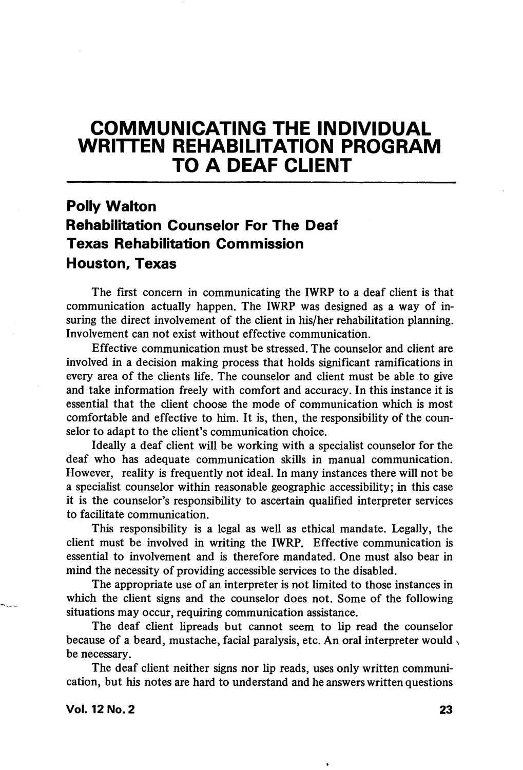# COMMUNICATING THE INDIVIDUAL WRITTEN REHABILITATION PROGRAM TO A DEAF CLIENT

**Polly Walton**
**Rehabilitation Counselor For The Deaf**
**Texas Rehabilitation Commission**
**Houston, Texas**

The first concern in communicating the IWRP to a deaf client is that communication actually happen. The IWRP was designed as a way of insuring the direct involvement of the client in his/her rehabilitation planning. Involvement can not exist without effective communication.

Effective communication must be stressed. The counselor and client are involved in a decision making process that holds significant ramifications in every area of the clients life. The counselor and client must be able to give and take information freely with comfort and accuracy. In this instance it is essential that the client choose the mode of communication which is most comfortable and effective to him. It is, then, the responsibility of the counselor to adapt to the client's communication choice.

Ideally a deaf client will be working with a specialist counselor for the deaf who has adequate communication skills in manual communication. However, reality is frequently not ideal. In many instances there will not be a specialist counselor within reasonable geographic accessibility; in this case it is the counselor's responsibility to ascertain qualified interpreter services to facilitate communication.

This responsibility is a legal as well as ethical mandate. Legally, the client must be involved in writing the IWRP. Effective communication is essential to involvement and is therefore mandated. One must also bear in mind the necessity of providing accessible services to the disabled.

The appropriate use of an interpreter is not limited to those instances in which the client signs and the counselor does not. Some of the following situations may occur, requiring communication assistance.

The deaf client lipreads but cannot seem to lip read the counselor because of a beard, mustache, facial paralysis, etc. An oral interpreter would be necessary.

The deaf client neither signs nor lip reads, uses only written communication, but his notes are hard to understand and he answers written questions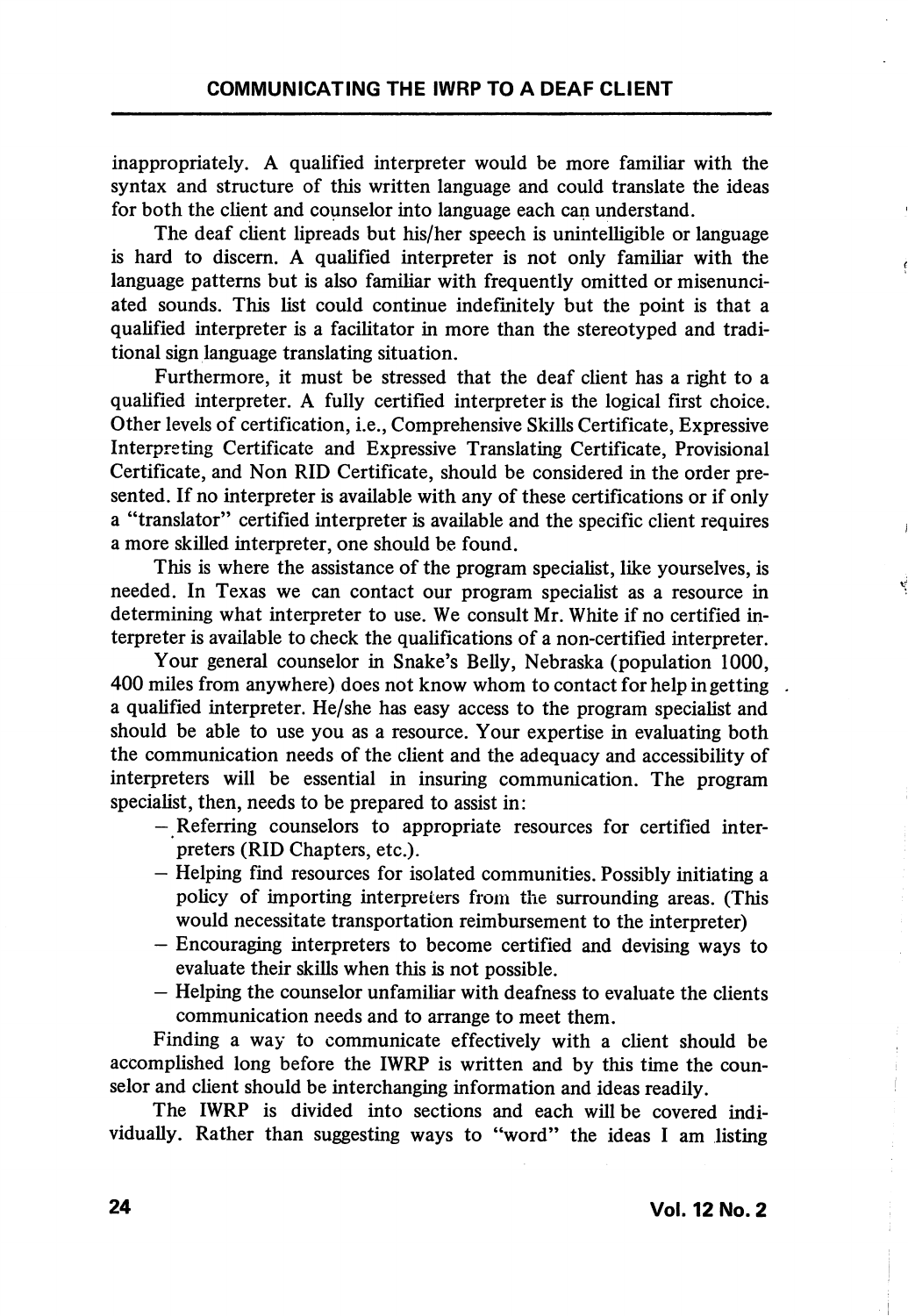inappropriately. A qualified interpreter would be more familiar with the syntax and structure of this written language and could translate the ideas for both the client and counselor into language each can understand.

The deaf client lipreads but his/her speech is unintelligible or language is hard to discern. A qualified interpreter is not only familiar with the language patterns but is also familiar with frequently omitted or misenunciated sounds. This list could continue indefinitely but the point is that a qualified interpreter is a facilitator in more than the stereotyped and traditional sign language translating situation.

Furthermore, it must be stressed that the deaf client has a right to a qualified interpreter. A fully certified interpreter is the logical first choice. Other levels of certification, i.e., Comprehensive Skills Certificate, Expressive Interpreting Certificate and Expressive Translating Certificate, Provisional Certificate, and Non RID Certificate, should be considered in the order presented. If no interpreter is available with any of these certifications or if only a "translator" certified interpreter is available and the specific client requires a more skilled interpreter, one should be found.

This is where the assistance of the program specialist, like yourselves, is needed. In Texas we can contact our program specialist as a resource in determining what interpreter to use. We consult Mr. White if no certified interpreter is available to check the qualifications of a non-certified interpreter.

Your general counselor in Snake's Belly, Nebraska (population 1000, 400 miles from anywhere) does not know whom to contact for help in getting a qualified interpreter. He/she has easy access to the program specialist and should be able to use you as a resource. Your expertise in evaluating both the communication needs of the client and the adequacy and accessibility of interpreters will be essential in insuring communication. The program specialist, then, needs to be prepared to assist in:

- Referring counselors to appropriate resources for certified interpreters (RID Chapters, etc.).
- Helping find resources for isolated communities. Possibly initiating a policy of importing interpreters from the surrounding areas. (This would necessitate transportation reimbursement to the interpreter)
- Encouraging interpreters to become certified and devising ways to evaluate their skills when this is not possible.
- Helping the counselor unfamiliar with deafness to evaluate the clients communication needs and to arrange to meet them.

Finding a way to communicate effectively with a client should be accomplished long before the IWRP is written and by this time the counselor and client should be interchanging information and ideas readily.

The IWRP is divided into sections and each will be covered individually. Rather than suggesting ways to "word" the ideas I am listing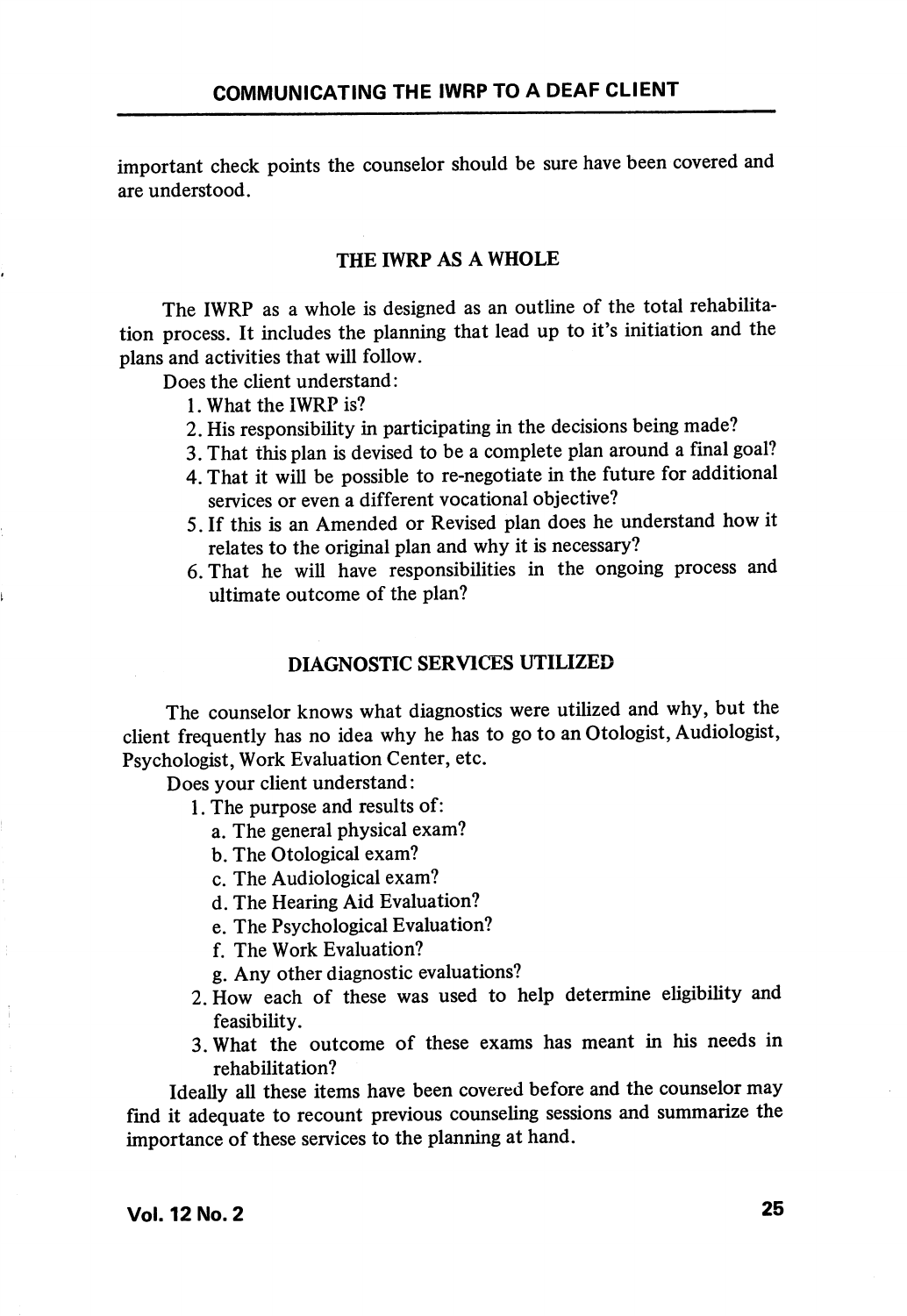important check points the counselor should be sure have been covered and are understood.

## THE IWRP AS A WHOLE

The IWRP as a whole is designed as an outline of the total rehabilitation process. It includes the planning that lead up to it's initiation and the plans and activities that will follow.

Does the client understand:

1. What the IWRP is?
2. His responsibility in participating in the decisions being made?
3. That this plan is devised to be a complete plan around a final goal?
4. That it will be possible to re-negotiate in the future for additional services or even a different vocational objective?
5. If this is an Amended or Revised plan does he understand how it relates to the original plan and why it is necessary?
6. That he will have responsibilities in the ongoing process and ultimate outcome of the plan?

## DIAGNOSTIC SERVICES UTILIZED

The counselor knows what diagnostics were utilized and why, but the client frequently has no idea why he has to go to an Otologist, Audiologist, Psychologist, Work Evaluation Center, etc.

Does your client understand:

1. The purpose and results of:
   a. The general physical exam?
   b. The Otological exam?
   c. The Audiological exam?
   d. The Hearing Aid Evaluation?
   e. The Psychological Evaluation?
   f. The Work Evaluation?
   g. Any other diagnostic evaluations?
2. How each of these was used to help determine eligibility and feasibility.
3. What the outcome of these exams has meant in his needs in rehabilitation?

Ideally all these items have been covered before and the counselor may find it adequate to recount previous counseling sessions and summarize the importance of these services to the planning at hand.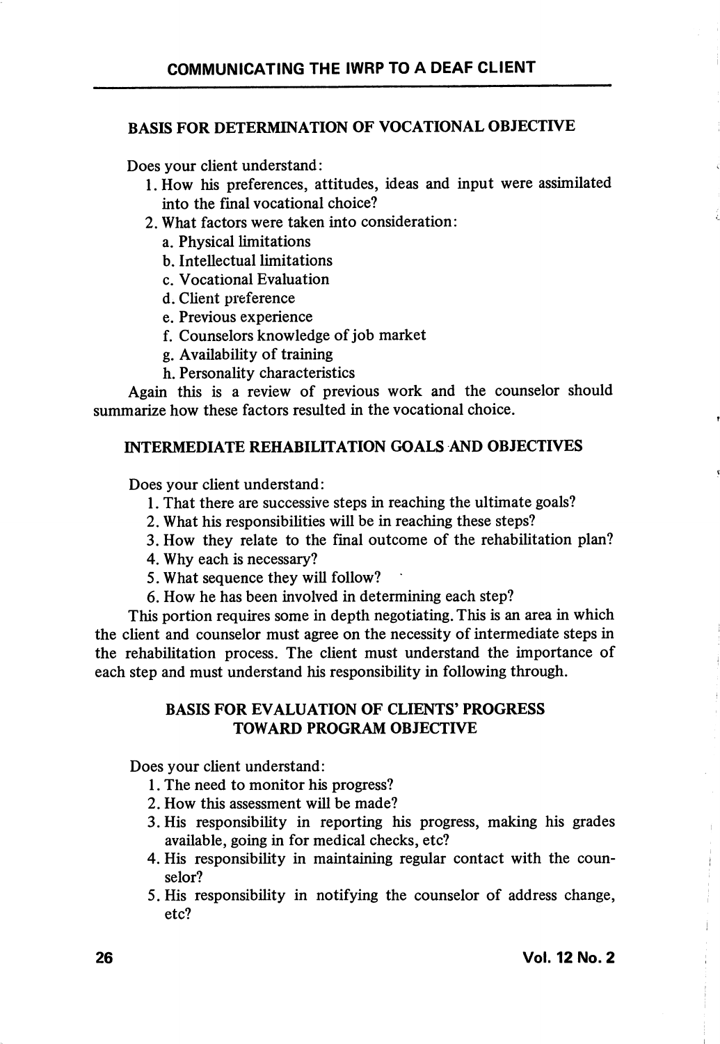## BASIS FOR DETERMINATION OF VOCATIONAL OBJECTIVE

Does your client understand:

1. How his preferences, attitudes, ideas and input were assimilated into the final vocational choice?
2. What factors were taken into consideration:
   a. Physical limitations
   b. Intellectual limitations
   c. Vocational Evaluation
   d. Client preference
   e. Previous experience
   f. Counselors knowledge of job market
   g. Availability of training
   h. Personality characteristics

Again this is a review of previous work and the counselor should summarize how these factors resulted in the vocational choice.

## INTERMEDIATE REHABILITATION GOALS AND OBJECTIVES

Does your client understand:

1. That there are successive steps in reaching the ultimate goals?
2. What his responsibilities will be in reaching these steps?
3. How they relate to the final outcome of the rehabilitation plan?
4. Why each is necessary?
5. What sequence they will follow?
6. How he has been involved in determining each step?

This portion requires some in depth negotiating. This is an area in which the client and counselor must agree on the necessity of intermediate steps in the rehabilitation process. The client must understand the importance of each step and must understand his responsibility in following through.

## BASIS FOR EVALUATION OF CLIENTS' PROGRESS TOWARD PROGRAM OBJECTIVE

Does your client understand:

1. The need to monitor his progress?
2. How this assessment will be made?
3. His responsibility in reporting his progress, making his grades available, going in for medical checks, etc?
4. His responsibility in maintaining regular contact with the counselor?
5. His responsibility in notifying the counselor of address change, etc?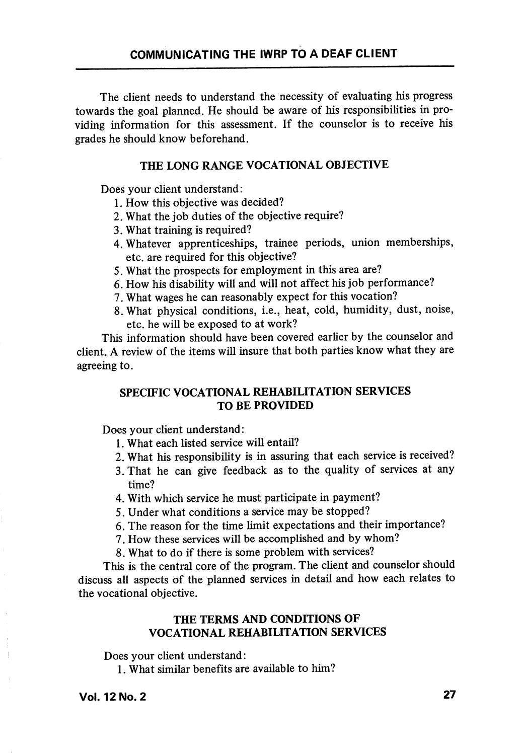The client needs to understand the necessity of evaluating his progress towards the goal planned. He should be aware of his responsibilities in providing information for this assessment. If the counselor is to receive his grades he should know beforehand.

## THE LONG RANGE VOCATIONAL OBJECTIVE

Does your client understand:

1. How this objective was decided?
2. What the job duties of the objective require?
3. What training is required?
4. Whatever apprenticeships, trainee periods, union memberships, etc. are required for this objective?
5. What the prospects for employment in this area are?
6. How his disability will and will not affect his job performance?
7. What wages he can reasonably expect for this vocation?
8. What physical conditions, i.e., heat, cold, humidity, dust, noise, etc. he will be exposed to at work?

This information should have been covered earlier by the counselor and client. A review of the items will insure that both parties know what they are agreeing to.

## SPECIFIC VOCATIONAL REHABILITATION SERVICES TO BE PROVIDED

Does your client understand:

1. What each listed service will entail?
2. What his responsibility is in assuring that each service is received?
3. That he can give feedback as to the quality of services at any time?
4. With which service he must participate in payment?
5. Under what conditions a service may be stopped?
6. The reason for the time limit expectations and their importance?
7. How these services will be accomplished and by whom?
8. What to do if there is some problem with services?

This is the central core of the program. The client and counselor should discuss all aspects of the planned services in detail and how each relates to the vocational objective.

## THE TERMS AND CONDITIONS OF VOCATIONAL REHABILITATION SERVICES

Does your client understand:

1. What similar benefits are available to him?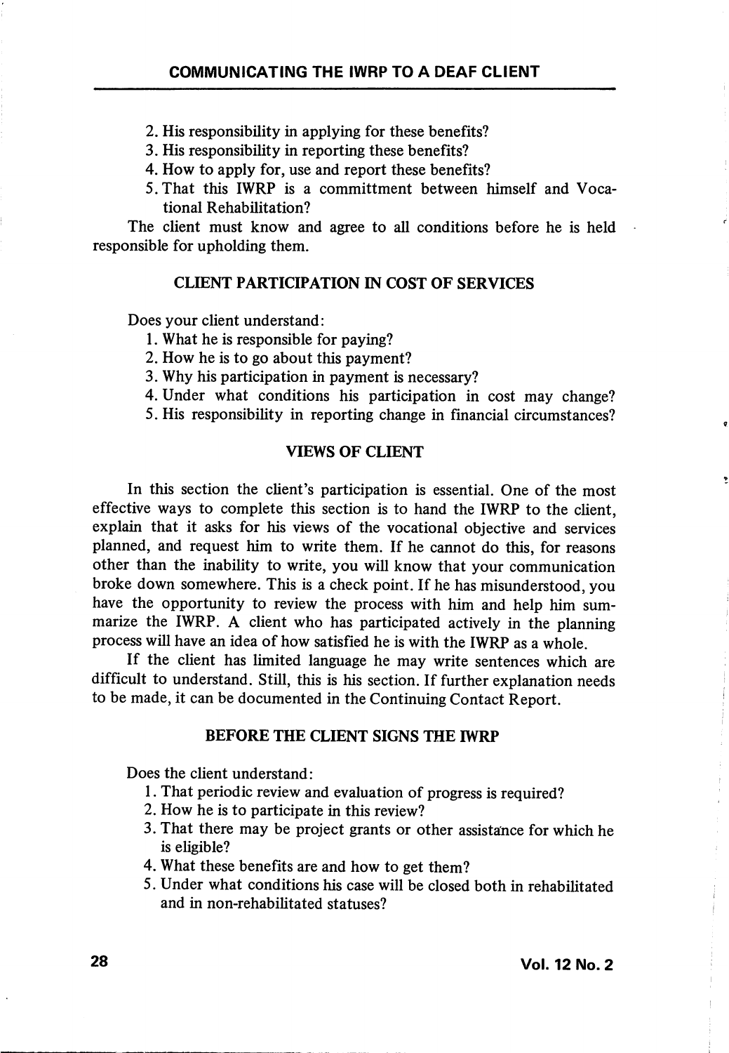2. His responsibility in applying for these benefits?
3. His responsibility in reporting these benefits?
4. How to apply for, use and report these benefits?
5. That this IWRP is a committment between himself and Vocational Rehabilitation?

The client must know and agree to all conditions before he is held responsible for upholding them.

### CLIENT PARTICIPATION IN COST OF SERVICES

Does your client understand:

1. What he is responsible for paying?
2. How he is to go about this payment?
3. Why his participation in payment is necessary?
4. Under what conditions his participation in cost may change?
5. His responsibility in reporting change in financial circumstances?

### VIEWS OF CLIENT

In this section the client's participation is essential. One of the most effective ways to complete this section is to hand the IWRP to the client, explain that it asks for his views of the vocational objective and services planned, and request him to write them. If he cannot do this, for reasons other than the inability to write, you will know that your communication broke down somewhere. This is a check point. If he has misunderstood, you have the opportunity to review the process with him and help him summarize the IWRP. A client who has participated actively in the planning process will have an idea of how satisfied he is with the IWRP as a whole.

If the client has limited language he may write sentences which are difficult to understand. Still, this is his section. If further explanation needs to be made, it can be documented in the Continuing Contact Report.

### BEFORE THE CLIENT SIGNS THE IWRP

Does the client understand:

1. That periodic review and evaluation of progress is required?
2. How he is to participate in this review?
3. That there may be project grants or other assistance for which he is eligible?
4. What these benefits are and how to get them?
5. Under what conditions his case will be closed both in rehabilitated and in non-rehabilitated statuses?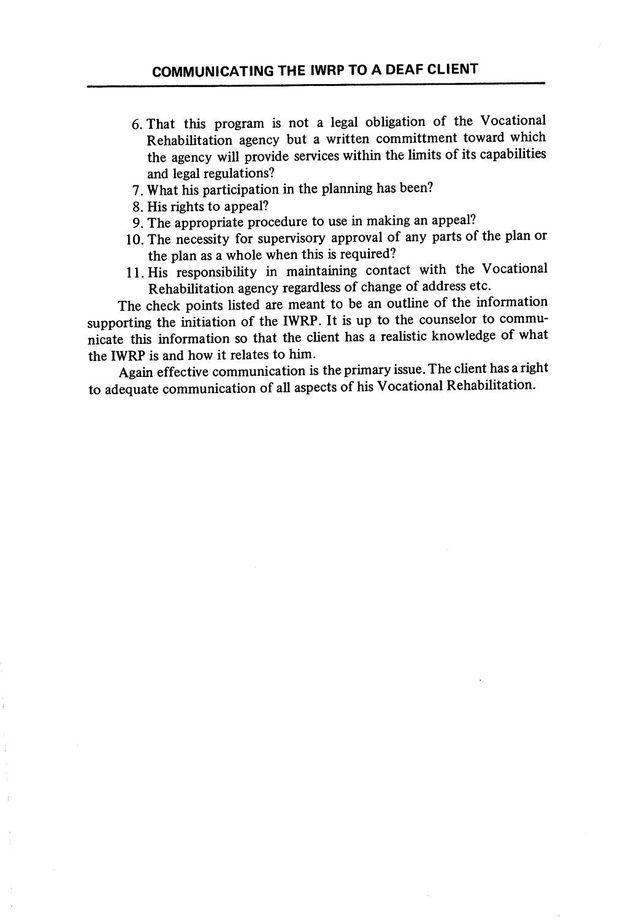6. That this program is not a legal obligation of the Vocational Rehabilitation agency but a written committment toward which the agency will provide services within the limits of its capabilities and legal regulations?
7. What his participation in the planning has been?
8. His rights to appeal?
9. The appropriate procedure to use in making an appeal?
10. The necessity for supervisory approval of any parts of the plan or the plan as a whole when this is required?
11. His responsibility in maintaining contact with the Vocational Rehabilitation agency regardless of change of address etc.

The check points listed are meant to be an outline of the information supporting the initiation of the IWRP. It is up to the counselor to communicate this information so that the client has a realistic knowledge of what the IWRP is and how it relates to him.

Again effective communication is the primary issue. The client has a right to adequate communication of all aspects of his Vocational Rehabilitation.